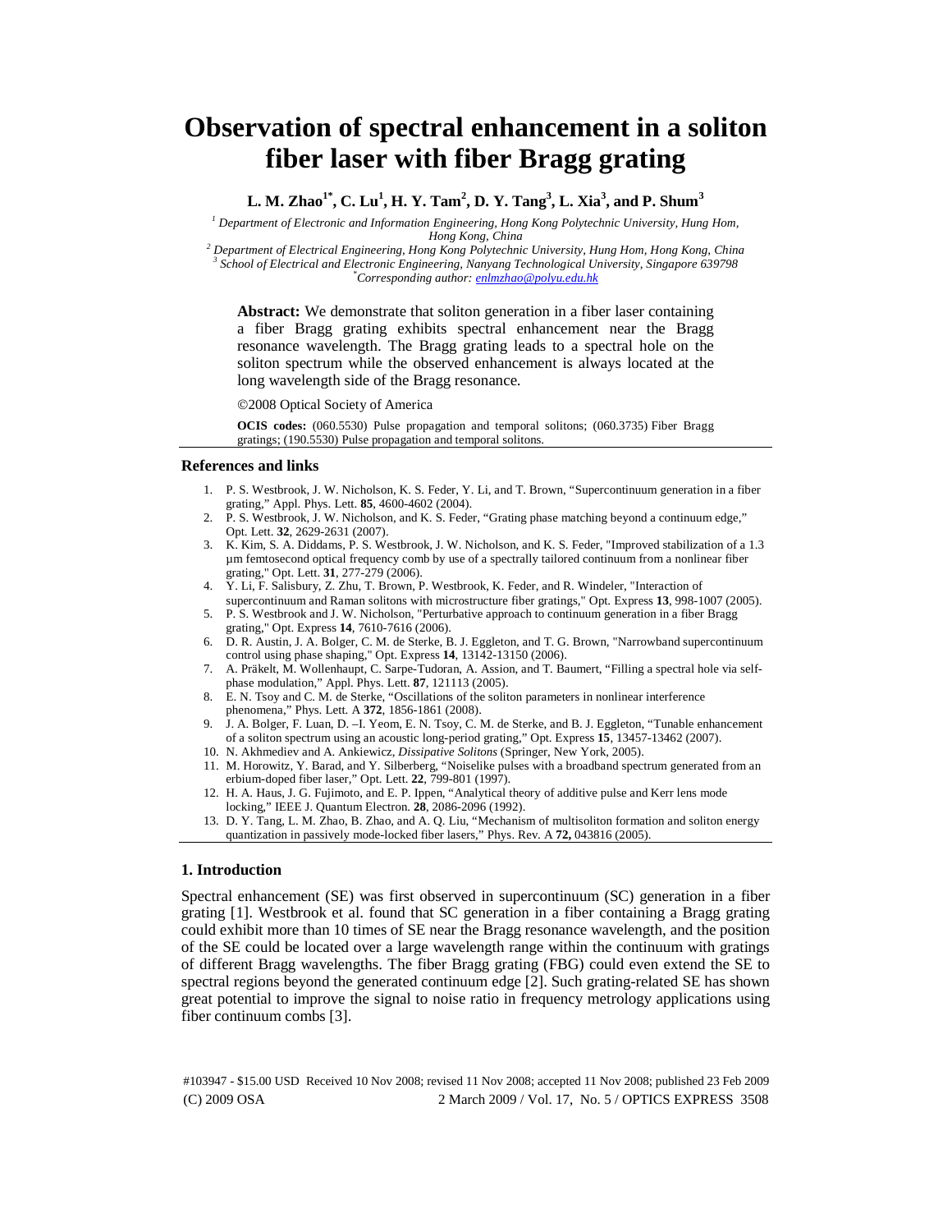# Observation of spectral enhancement in a soliton fiber laser with fiber Bragg grating

**L. M. Zhao[1*], C. Lu[1], H. Y. Tam[2], D. Y. Tang[3], L. Xia[3], and P. Shum[3]**

[1] *Department of Electronic and Information Engineering, Hong Kong Polytechnic University, Hung Hom, Hong Kong, China*
[2] *Department of Electrical Engineering, Hong Kong Polytechnic University, Hung Hom, Hong Kong, China*
[3] *School of Electrical and Electronic Engineering, Nanyang Technological University, Singapore 639798*
[*] *Corresponding author: enlmzhao@polyu.edu.hk*

**Abstract:** We demonstrate that soliton generation in a fiber laser containing a fiber Bragg grating exhibits spectral enhancement near the Bragg resonance wavelength. The Bragg grating leads to a spectral hole on the soliton spectrum while the observed enhancement is always located at the long wavelength side of the Bragg resonance.

©2008 Optical Society of America

**OCIS codes:** (060.5530) Pulse propagation and temporal solitons; (060.3735) Fiber Bragg gratings; (190.5530) Pulse propagation and temporal solitons.

## References and links

1. P. S. Westbrook, J. W. Nicholson, K. S. Feder, Y. Li, and T. Brown, "Supercontinuum generation in a fiber grating," Appl. Phys. Lett. **85**, 4600-4602 (2004).
2. P. S. Westbrook, J. W. Nicholson, and K. S. Feder, "Grating phase matching beyond a continuum edge," Opt. Lett. **32**, 2629-2631 (2007).
3. K. Kim, S. A. Diddams, P. S. Westbrook, J. W. Nicholson, and K. S. Feder, "Improved stabilization of a 1.3 μm femtosecond optical frequency comb by use of a spectrally tailored continuum from a nonlinear fiber grating," Opt. Lett. **31**, 277-279 (2006).
4. Y. Li, F. Salisbury, Z. Zhu, T. Brown, P. Westbrook, K. Feder, and R. Windeler, "Interaction of supercontinuum and Raman solitons with microstructure fiber gratings," Opt. Express **13**, 998-1007 (2005).
5. P. S. Westbrook and J. W. Nicholson, "Perturbative approach to continuum generation in a fiber Bragg grating," Opt. Express **14**, 7610-7616 (2006).
6. D. R. Austin, J. A. Bolger, C. M. de Sterke, B. J. Eggleton, and T. G. Brown, "Narrowband supercontinuum control using phase shaping," Opt. Express **14**, 13142-13150 (2006).
7. A. Präkelt, M. Wollenhaupt, C. Sarpe-Tudoran, A. Assion, and T. Baumert, "Filling a spectral hole via self-phase modulation," Appl. Phys. Lett. **87**, 121113 (2005).
8. E. N. Tsoy and C. M. de Sterke, "Oscillations of the soliton parameters in nonlinear interference phenomena," Phys. Lett. A **372**, 1856-1861 (2008).
9. J. A. Bolger, F. Luan, D. –I. Yeom, E. N. Tsoy, C. M. de Sterke, and B. J. Eggleton, "Tunable enhancement of a soliton spectrum using an acoustic long-period grating," Opt. Express **15**, 13457-13462 (2007).
10. N. Akhmediev and A. Ankiewicz, *Dissipative Solitons* (Springer, New York, 2005).
11. M. Horowitz, Y. Barad, and Y. Silberberg, "Noiselike pulses with a broadband spectrum generated from an erbium-doped fiber laser," Opt. Lett. **22**, 799-801 (1997).
12. H. A. Haus, J. G. Fujimoto, and E. P. Ippen, "Analytical theory of additive pulse and Kerr lens mode locking," IEEE J. Quantum Electron. **28**, 2086-2096 (1992).
13. D. Y. Tang, L. M. Zhao, B. Zhao, and A. Q. Liu, "Mechanism of multisoliton formation and soliton energy quantization in passively mode-locked fiber lasers," Phys. Rev. A **72,** 043816 (2005).

## 1. Introduction

Spectral enhancement (SE) was first observed in supercontinuum (SC) generation in a fiber grating [1]. Westbrook et al. found that SC generation in a fiber containing a Bragg grating could exhibit more than 10 times of SE near the Bragg resonance wavelength, and the position of the SE could be located over a large wavelength range within the continuum with gratings of different Bragg wavelengths. The fiber Bragg grating (FBG) could even extend the SE to spectral regions beyond the generated continuum edge [2]. Such grating-related SE has shown great potential to improve the signal to noise ratio in frequency metrology applications using fiber continuum combs [3].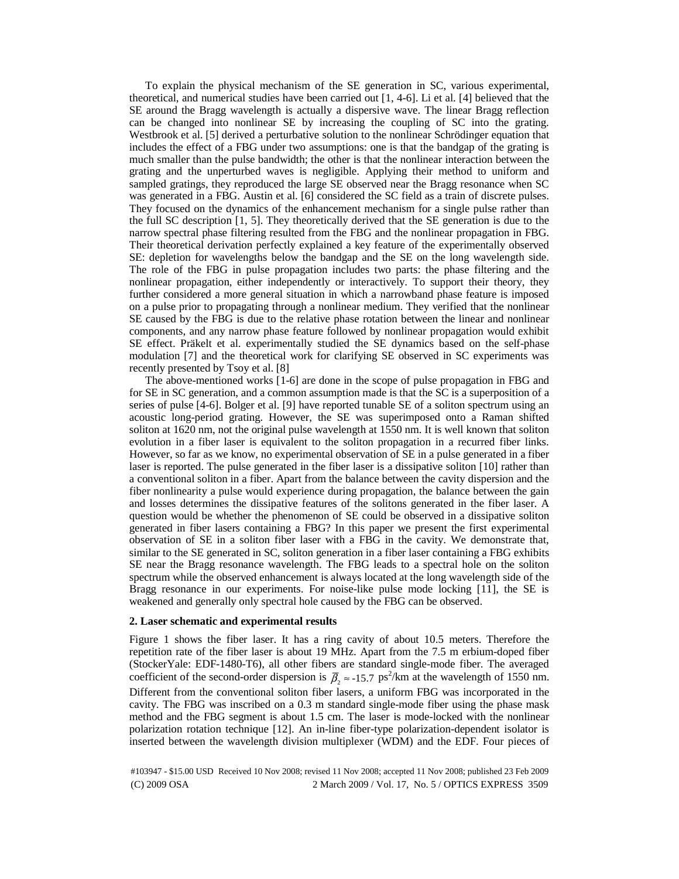To explain the physical mechanism of the SE generation in SC, various experimental, theoretical, and numerical studies have been carried out [1, 4-6]. Li et al. [4] believed that the SE around the Bragg wavelength is actually a dispersive wave. The linear Bragg reflection can be changed into nonlinear SE by increasing the coupling of SC into the grating. Westbrook et al. [5] derived a perturbative solution to the nonlinear Schrödinger equation that includes the effect of a FBG under two assumptions: one is that the bandgap of the grating is much smaller than the pulse bandwidth; the other is that the nonlinear interaction between the grating and the unperturbed waves is negligible. Applying their method to uniform and sampled gratings, they reproduced the large SE observed near the Bragg resonance when SC was generated in a FBG. Austin et al. [6] considered the SC field as a train of discrete pulses. They focused on the dynamics of the enhancement mechanism for a single pulse rather than the full SC description [1, 5]. They theoretically derived that the SE generation is due to the narrow spectral phase filtering resulted from the FBG and the nonlinear propagation in FBG. Their theoretical derivation perfectly explained a key feature of the experimentally observed SE: depletion for wavelengths below the bandgap and the SE on the long wavelength side. The role of the FBG in pulse propagation includes two parts: the phase filtering and the nonlinear propagation, either independently or interactively. To support their theory, they further considered a more general situation in which a narrowband phase feature is imposed on a pulse prior to propagating through a nonlinear medium. They verified that the nonlinear SE caused by the FBG is due to the relative phase rotation between the linear and nonlinear components, and any narrow phase feature followed by nonlinear propagation would exhibit SE effect. Präkelt et al. experimentally studied the SE dynamics based on the self-phase modulation [7] and the theoretical work for clarifying SE observed in SC experiments was recently presented by Tsoy et al. [8]

The above-mentioned works [1-6] are done in the scope of pulse propagation in FBG and for SE in SC generation, and a common assumption made is that the SC is a superposition of a series of pulse [4-6]. Bolger et al. [9] have reported tunable SE of a soliton spectrum using an acoustic long-period grating. However, the SE was superimposed onto a Raman shifted soliton at 1620 nm, not the original pulse wavelength at 1550 nm. It is well known that soliton evolution in a fiber laser is equivalent to the soliton propagation in a recurred fiber links. However, so far as we know, no experimental observation of SE in a pulse generated in a fiber laser is reported. The pulse generated in the fiber laser is a dissipative soliton [10] rather than a conventional soliton in a fiber. Apart from the balance between the cavity dispersion and the fiber nonlinearity a pulse would experience during propagation, the balance between the gain and losses determines the dissipative features of the solitons generated in the fiber laser. A question would be whether the phenomenon of SE could be observed in a dissipative soliton generated in fiber lasers containing a FBG? In this paper we present the first experimental observation of SE in a soliton fiber laser with a FBG in the cavity. We demonstrate that, similar to the SE generated in SC, soliton generation in a fiber laser containing a FBG exhibits SE near the Bragg resonance wavelength. The FBG leads to a spectral hole on the soliton spectrum while the observed enhancement is always located at the long wavelength side of the Bragg resonance in our experiments. For noise-like pulse mode locking [11], the SE is weakened and generally only spectral hole caused by the FBG can be observed.

## 2. Laser schematic and experimental results

Figure 1 shows the fiber laser. It has a ring cavity of about 10.5 meters. Therefore the repetition rate of the fiber laser is about 19 MHz. Apart from the 7.5 m erbium-doped fiber (StockerYale: EDF-1480-T6), all other fibers are standard single-mode fiber. The averaged coefficient of the second-order dispersion is $\bar{\beta}_2 \approx -15.7$ ps$^2$/km at the wavelength of 1550 nm. Different from the conventional soliton fiber lasers, a uniform FBG was incorporated in the cavity. The FBG was inscribed on a 0.3 m standard single-mode fiber using the phase mask method and the FBG segment is about 1.5 cm. The laser is mode-locked with the nonlinear polarization rotation technique [12]. An in-line fiber-type polarization-dependent isolator is inserted between the wavelength division multiplexer (WDM) and the EDF. Four pieces of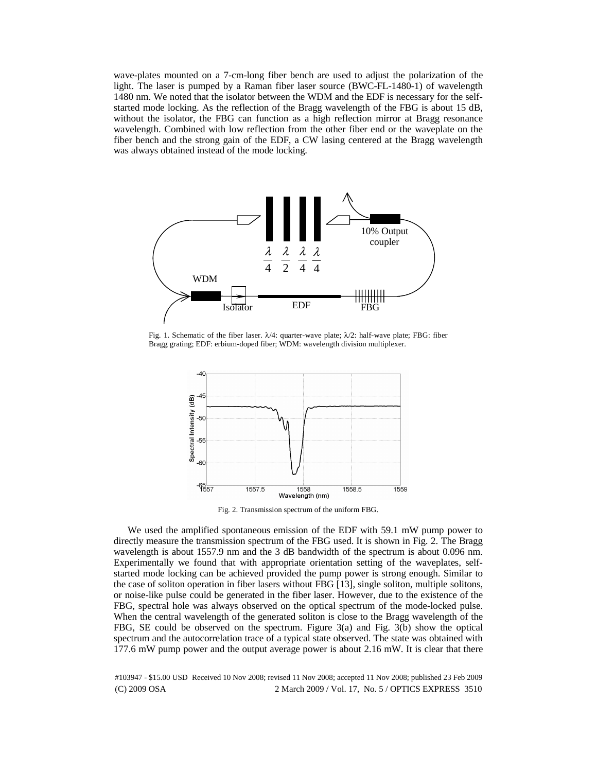wave-plates mounted on a 7-cm-long fiber bench are used to adjust the polarization of the light. The laser is pumped by a Raman fiber laser source (BWC-FL-1480-1) of wavelength 1480 nm. We noted that the isolator between the WDM and the EDF is necessary for the self-started mode locking. As the reflection of the Bragg wavelength of the FBG is about 15 dB, without the isolator, the FBG can function as a high reflection mirror at Bragg resonance wavelength. Combined with low reflection from the other fiber end or the waveplate on the fiber bench and the strong gain of the EDF, a CW lasing centered at the Bragg wavelength was always obtained instead of the mode locking.

Fig. 1. Schematic of the fiber laser. $\lambda/4$: quarter-wave plate; $\lambda/2$: half-wave plate; FBG: fiber Bragg grating; EDF: erbium-doped fiber; WDM: wavelength division multiplexer.

Fig. 2. Transmission spectrum of the uniform FBG.

We used the amplified spontaneous emission of the EDF with 59.1 mW pump power to directly measure the transmission spectrum of the FBG used. It is shown in Fig. 2. The Bragg wavelength is about 1557.9 nm and the 3 dB bandwidth of the spectrum is about 0.096 nm. Experimentally we found that with appropriate orientation setting of the waveplates, self-started mode locking can be achieved provided the pump power is strong enough. Similar to the case of soliton operation in fiber lasers without FBG [13], single soliton, multiple solitons, or noise-like pulse could be generated in the fiber laser. However, due to the existence of the FBG, spectral hole was always observed on the optical spectrum of the mode-locked pulse. When the central wavelength of the generated soliton is close to the Bragg wavelength of the FBG, SE could be observed on the spectrum. Figure 3(a) and Fig. 3(b) show the optical spectrum and the autocorrelation trace of a typical state observed. The state was obtained with 177.6 mW pump power and the output average power is about 2.16 mW. It is clear that there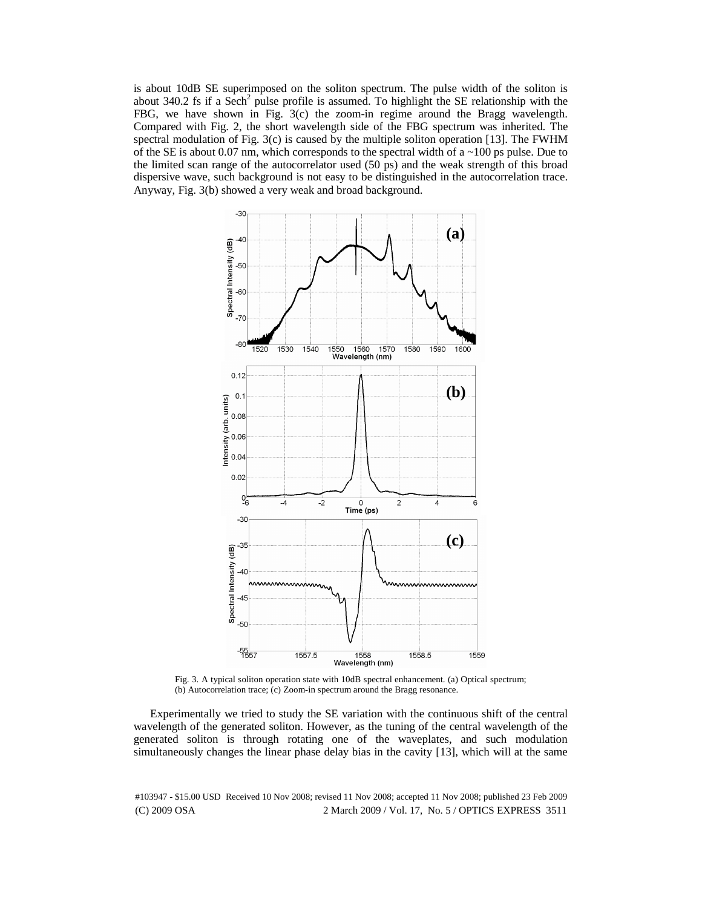is about 10dB SE superimposed on the soliton spectrum. The pulse width of the soliton is about 340.2 fs if a $Sech^2$ pulse profile is assumed. To highlight the SE relationship with the FBG, we have shown in Fig. 3(c) the zoom-in regime around the Bragg wavelength. Compared with Fig. 2, the short wavelength side of the FBG spectrum was inherited. The spectral modulation of Fig. 3(c) is caused by the multiple soliton operation [13]. The FWHM of the SE is about 0.07 nm, which corresponds to the spectral width of a ~100 ps pulse. Due to the limited scan range of the autocorrelator used (50 ps) and the weak strength of this broad dispersive wave, such background is not easy to be distinguished in the autocorrelation trace. Anyway, Fig. 3(b) showed a very weak and broad background.

Fig. 3. A typical soliton operation state with 10dB spectral enhancement. (a) Optical spectrum; (b) Autocorrelation trace; (c) Zoom-in spectrum around the Bragg resonance.

Experimentally we tried to study the SE variation with the continuous shift of the central wavelength of the generated soliton. However, as the tuning of the central wavelength of the generated soliton is through rotating one of the waveplates, and such modulation simultaneously changes the linear phase delay bias in the cavity [13], which will at the same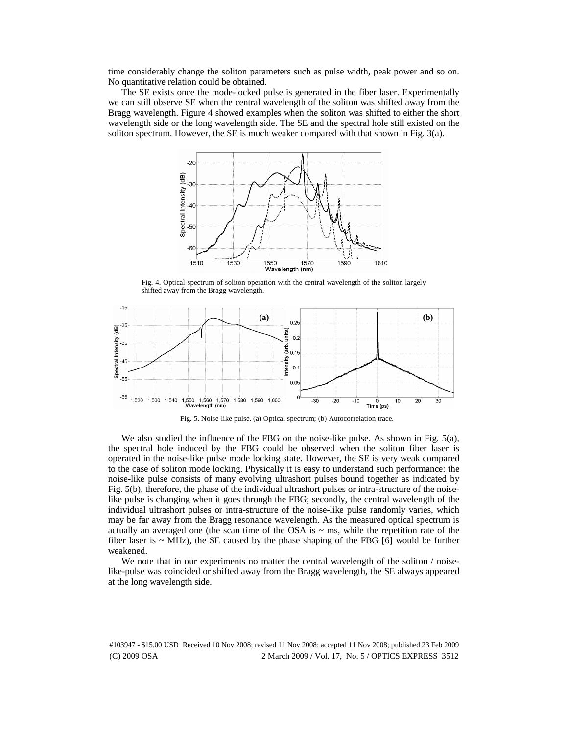time considerably change the soliton parameters such as pulse width, peak power and so on. No quantitative relation could be obtained.

The SE exists once the mode-locked pulse is generated in the fiber laser. Experimentally we can still observe SE when the central wavelength of the soliton was shifted away from the Bragg wavelength. Figure 4 showed examples when the soliton was shifted to either the short wavelength side or the long wavelength side. The SE and the spectral hole still existed on the soliton spectrum. However, the SE is much weaker compared with that shown in Fig. 3(a).

Fig. 4. Optical spectrum of soliton operation with the central wavelength of the soliton largely shifted away from the Bragg wavelength.

Fig. 5. Noise-like pulse. (a) Optical spectrum; (b) Autocorrelation trace.

We also studied the influence of the FBG on the noise-like pulse. As shown in Fig. 5(a), the spectral hole induced by the FBG could be observed when the soliton fiber laser is operated in the noise-like pulse mode locking state. However, the SE is very weak compared to the case of soliton mode locking. Physically it is easy to understand such performance: the noise-like pulse consists of many evolving ultrashort pulses bound together as indicated by Fig. 5(b), therefore, the phase of the individual ultrashort pulses or intra-structure of the noise-like pulse is changing when it goes through the FBG; secondly, the central wavelength of the individual ultrashort pulses or intra-structure of the noise-like pulse randomly varies, which may be far away from the Bragg resonance wavelength. As the measured optical spectrum is actually an averaged one (the scan time of the OSA is ~ ms, while the repetition rate of the fiber laser is ~ MHz), the SE caused by the phase shaping of the FBG [6] would be further weakened.

We note that in our experiments no matter the central wavelength of the soliton / noise-like-pulse was coincided or shifted away from the Bragg wavelength, the SE always appeared at the long wavelength side.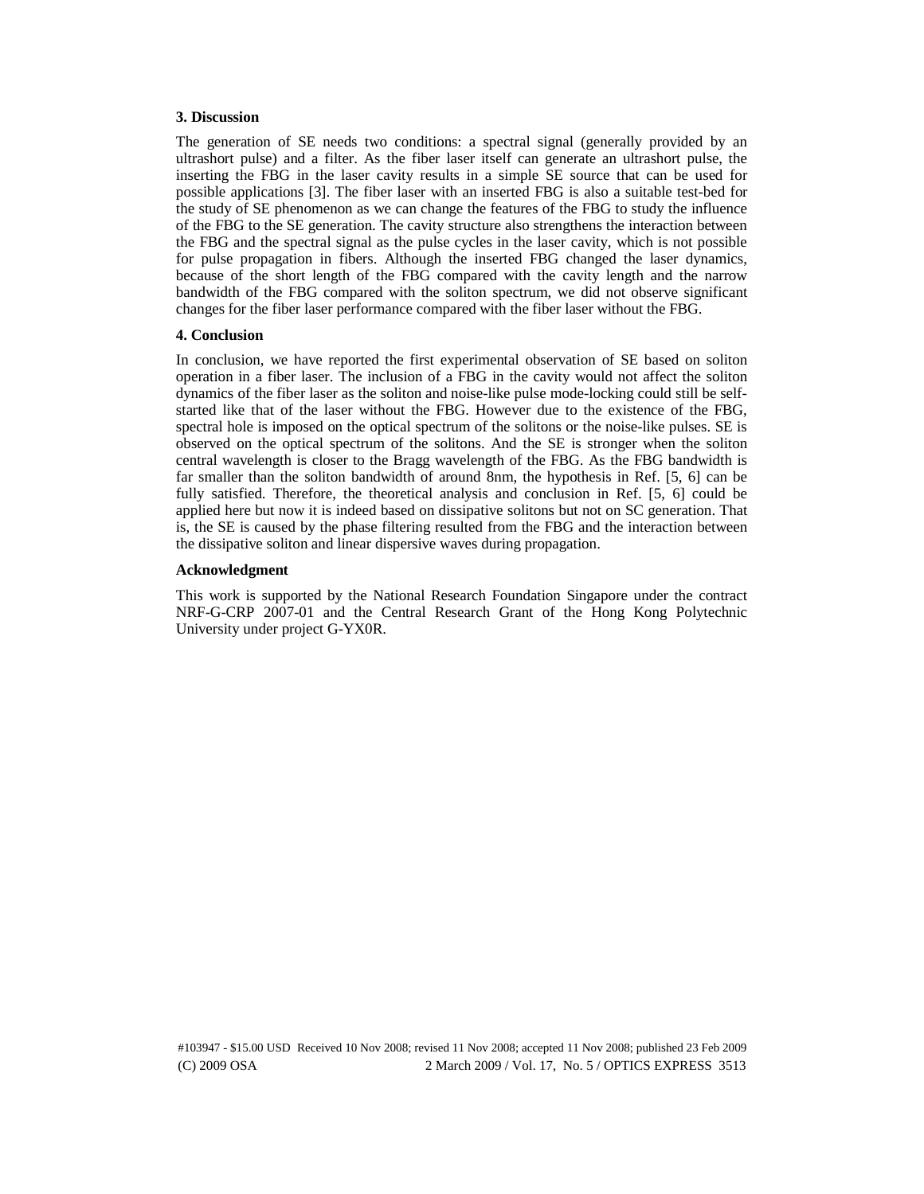### 3. Discussion

The generation of SE needs two conditions: a spectral signal (generally provided by an ultrashort pulse) and a filter. As the fiber laser itself can generate an ultrashort pulse, the inserting the FBG in the laser cavity results in a simple SE source that can be used for possible applications [3]. The fiber laser with an inserted FBG is also a suitable test-bed for the study of SE phenomenon as we can change the features of the FBG to study the influence of the FBG to the SE generation. The cavity structure also strengthens the interaction between the FBG and the spectral signal as the pulse cycles in the laser cavity, which is not possible for pulse propagation in fibers. Although the inserted FBG changed the laser dynamics, because of the short length of the FBG compared with the cavity length and the narrow bandwidth of the FBG compared with the soliton spectrum, we did not observe significant changes for the fiber laser performance compared with the fiber laser without the FBG.

### 4. Conclusion

In conclusion, we have reported the first experimental observation of SE based on soliton operation in a fiber laser. The inclusion of a FBG in the cavity would not affect the soliton dynamics of the fiber laser as the soliton and noise-like pulse mode-locking could still be self-started like that of the laser without the FBG. However due to the existence of the FBG, spectral hole is imposed on the optical spectrum of the solitons or the noise-like pulses. SE is observed on the optical spectrum of the solitons. And the SE is stronger when the soliton central wavelength is closer to the Bragg wavelength of the FBG. As the FBG bandwidth is far smaller than the soliton bandwidth of around 8nm, the hypothesis in Ref. [5, 6] can be fully satisfied. Therefore, the theoretical analysis and conclusion in Ref. [5, 6] could be applied here but now it is indeed based on dissipative solitons but not on SC generation. That is, the SE is caused by the phase filtering resulted from the FBG and the interaction between the dissipative soliton and linear dispersive waves during propagation.

### Acknowledgment

This work is supported by the National Research Foundation Singapore under the contract NRF-G-CRP 2007-01 and the Central Research Grant of the Hong Kong Polytechnic University under project G-YX0R.